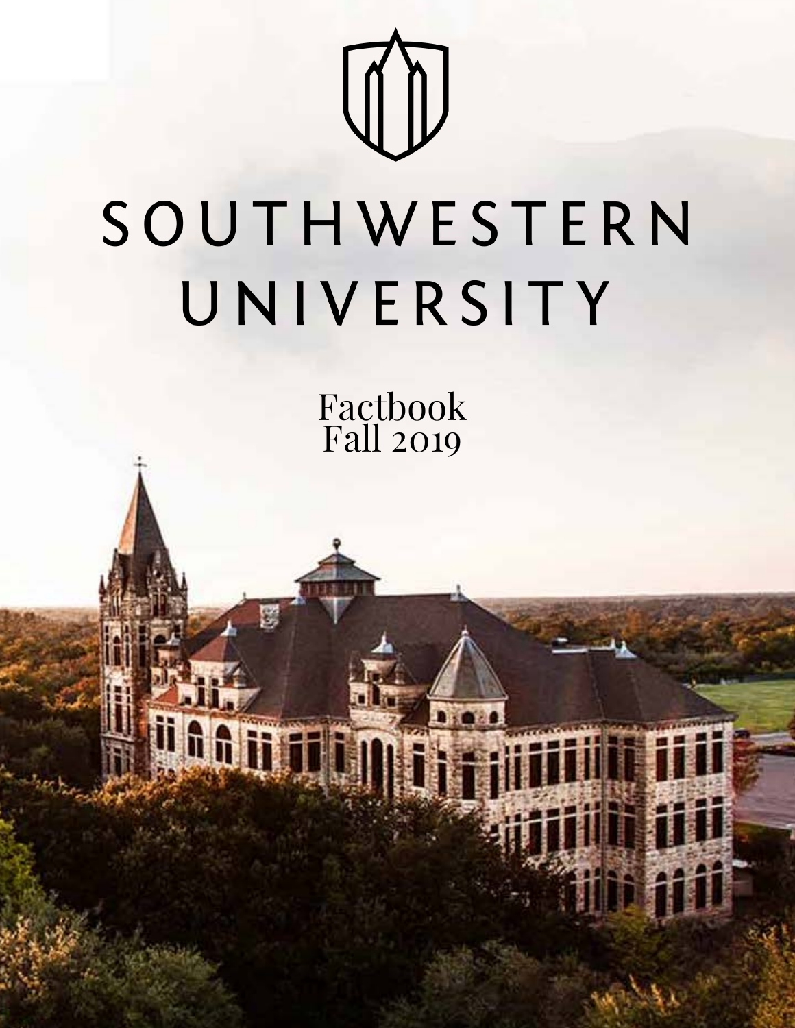# SOUTHWESTERN UNIVERSITY

Factbook
Fall 2019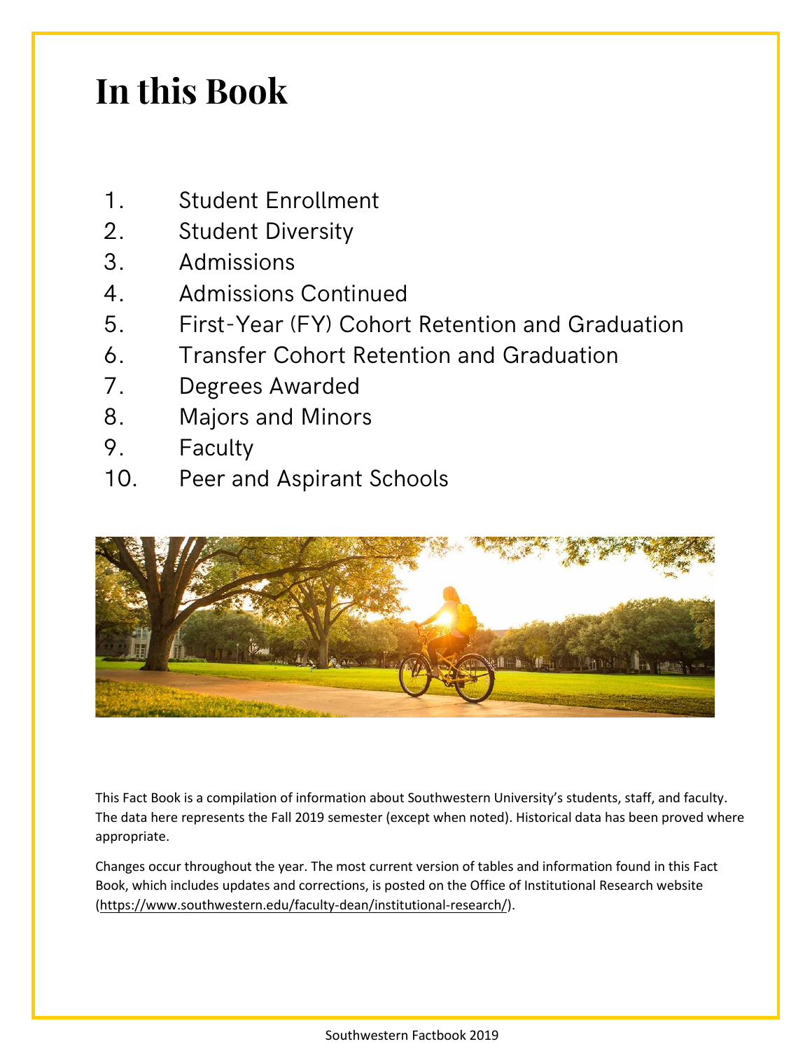# In this Book

1. Student Enrollment
2. Student Diversity
3. Admissions
4. Admissions Continued
5. First-Year (FY) Cohort Retention and Graduation
6. Transfer Cohort Retention and Graduation
7. Degrees Awarded
8. Majors and Minors
9. Faculty
10. Peer and Aspirant Schools

This Fact Book is a compilation of information about Southwestern University's students, staff, and faculty. The data here represents the Fall 2019 semester (except when noted). Historical data has been proved where appropriate.

Changes occur throughout the year. The most current version of tables and information found in this Fact Book, which includes updates and corrections, is posted on the Office of Institutional Research website (https://www.southwestern.edu/faculty-dean/institutional-research/).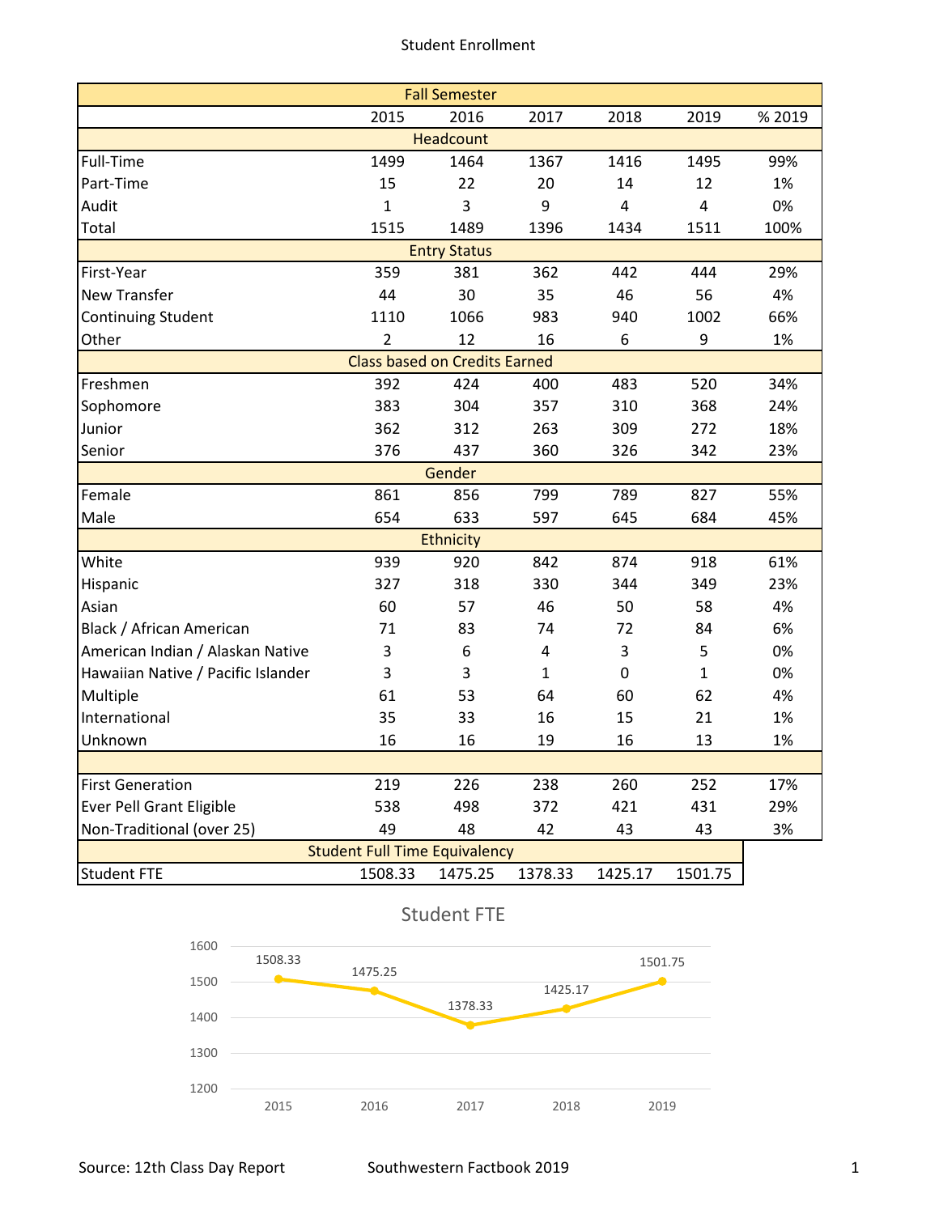# Student Enrollment

| Fall Semester | 2015 | 2016 | 2017 | 2018 | 2019 | % 2019 |
|---|---|---|---|---|---|---|
| **Headcount** | | | | | | |
| Full-Time | 1499 | 1464 | 1367 | 1416 | 1495 | 99% |
| Part-Time | 15 | 22 | 20 | 14 | 12 | 1% |
| Audit | 1 | 3 | 9 | 4 | 4 | 0% |
| Total | 1515 | 1489 | 1396 | 1434 | 1511 | 100% |
| **Entry Status** | | | | | | |
| First-Year | 359 | 381 | 362 | 442 | 444 | 29% |
| New Transfer | 44 | 30 | 35 | 46 | 56 | 4% |
| Continuing Student | 1110 | 1066 | 983 | 940 | 1002 | 66% |
| Other | 2 | 12 | 16 | 6 | 9 | 1% |
| **Class based on Credits Earned** | | | | | | |
| Freshmen | 392 | 424 | 400 | 483 | 520 | 34% |
| Sophomore | 383 | 304 | 357 | 310 | 368 | 24% |
| Junior | 362 | 312 | 263 | 309 | 272 | 18% |
| Senior | 376 | 437 | 360 | 326 | 342 | 23% |
| **Gender** | | | | | | |
| Female | 861 | 856 | 799 | 789 | 827 | 55% |
| Male | 654 | 633 | 597 | 645 | 684 | 45% |
| **Ethnicity** | | | | | | |
| White | 939 | 920 | 842 | 874 | 918 | 61% |
| Hispanic | 327 | 318 | 330 | 344 | 349 | 23% |
| Asian | 60 | 57 | 46 | 50 | 58 | 4% |
| Black / African American | 71 | 83 | 74 | 72 | 84 | 6% |
| American Indian / Alaskan Native | 3 | 6 | 4 | 3 | 5 | 0% |
| Hawaiian Native / Pacific Islander | 3 | 3 | 1 | 0 | 1 | 0% |
| Multiple | 61 | 53 | 64 | 60 | 62 | 4% |
| International | 35 | 33 | 16 | 15 | 21 | 1% |
| Unknown | 16 | 16 | 19 | 16 | 13 | 1% |
| | | | | | | |
| First Generation | 219 | 226 | 238 | 260 | 252 | 17% |
| Ever Pell Grant Eligible | 538 | 498 | 372 | 421 | 431 | 29% |
| Non-Traditional (over 25) | 49 | 48 | 42 | 43 | 43 | 3% |
| **Student Full Time Equivalency** | | | | | | |
| Student FTE | 1508.33 | 1475.25 | 1378.33 | 1425.17 | 1501.75 | |

## Student FTE

| Year | Student FTE |
|---|---|
| 2015 | 1508.33 |
| 2016 | 1475.25 |
| 2017 | 1378.33 |
| 2018 | 1425.17 |
| 2019 | 1501.75 |

Source: 12th Class Day Report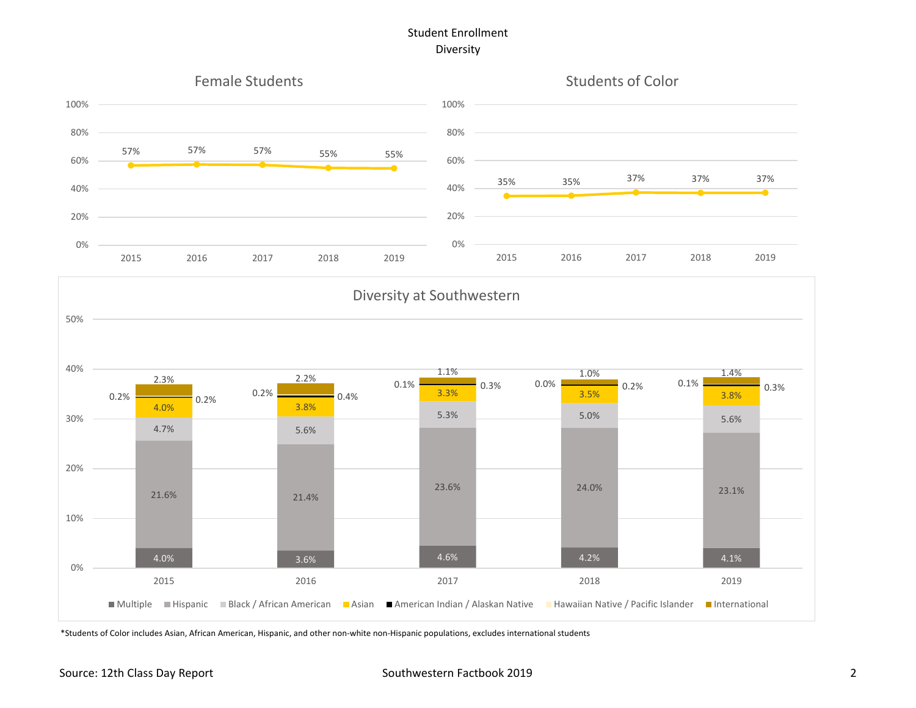# Student Enrollment

## Diversity

### Female Students

| Year | 2015 | 2016 | 2017 | 2018 | 2019 |
|---|---|---|---|---|---|
| Female Students | 57% | 57% | 57% | 55% | 55% |

### Students of Color

| Year | 2015 | 2016 | 2017 | 2018 | 2019 |
|---|---|---|---|---|---|
| Students of Color | 35% | 35% | 37% | 37% | 37% |

### Diversity at Southwestern

| Year | Multiple | Hispanic | Black / African American | Asian | American Indian / Alaskan Native | Hawaiian Native / Pacific Islander | International |
|---|---|---|---|---|---|---|---|
| 2015 | 4.0% | 21.6% | 4.7% | 4.0% | 0.2% | 0.2% | 2.3% |
| 2016 | 3.6% | 21.4% | 5.6% | 3.8% | 0.4% | 0.2% | 2.2% |
| 2017 | 4.6% | 23.6% | 5.3% | 3.3% | 0.3% | 0.1% | 1.1% |
| 2018 | 4.2% | 24.0% | 5.0% | 3.5% | 0.2% | 0.0% | 1.0% |
| 2019 | 4.1% | 23.1% | 5.6% | 3.8% | 0.3% | 0.1% | 1.4% |

*Students of Color includes Asian, African American, Hispanic, and other non-white non-Hispanic populations, excludes international students

Source: 12th Class Day Report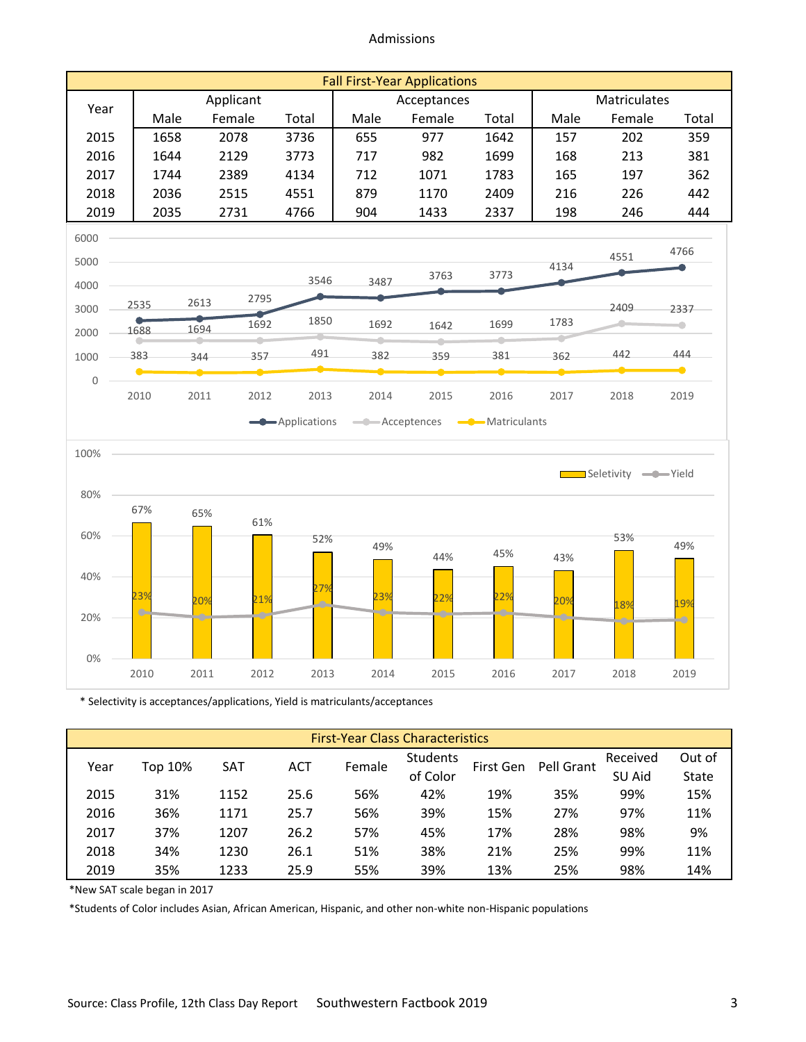# Admissions

| Fall First-Year Applications | | | | | | | | | |
|---|---|---|---|---|---|---|---|---|---|
| Year | Applicant | | | Acceptances | | | Matriculates | | |
| | Male | Female | Total | Male | Female | Total | Male | Female | Total |
| 2015 | 1658 | 2078 | 3736 | 655 | 977 | 1642 | 157 | 202 | 359 |
| 2016 | 1644 | 2129 | 3773 | 717 | 982 | 1699 | 168 | 213 | 381 |
| 2017 | 1744 | 2389 | 4134 | 712 | 1071 | 1783 | 165 | 197 | 362 |
| 2018 | 2036 | 2515 | 4551 | 879 | 1170 | 2409 | 216 | 226 | 442 |
| 2019 | 2035 | 2731 | 4766 | 904 | 1433 | 2337 | 198 | 246 | 444 |

| Year | Applications | Acceptences | Matriculants |
|---|---|---|---|
| 2010 | 2535 | 1688 | 383 |
| 2011 | 2613 | 1694 | 344 |
| 2012 | 2795 | 1692 | 357 |
| 2013 | 3546 | 1850 | 491 |
| 2014 | 3487 | 1692 | 382 |
| 2015 | 3763 | 1642 | 359 |
| 2016 | 3773 | 1699 | 381 |
| 2017 | 4134 | 1783 | 362 |
| 2018 | 4551 | 2409 | 442 |
| 2019 | 4766 | 2337 | 444 |

| Year | Seletivity | Yield |
|---|---|---|
| 2010 | 67% | 23% |
| 2011 | 65% | 20% |
| 2012 | 61% | 21% |
| 2013 | 52% | 27% |
| 2014 | 49% | 23% |
| 2015 | 44% | 22% |
| 2016 | 45% | 22% |
| 2017 | 43% | 20% |
| 2018 | 53% | 18% |
| 2019 | 49% | 19% |

* Selectivity is acceptances/applications, Yield is matriculants/acceptances

| First-Year Class Characteristics | | | | | | | | | |
|---|---|---|---|---|---|---|---|---|---|
| Year | Top 10% | SAT | ACT | Female | Students of Color | First Gen | Pell Grant | Received SU Aid | Out of State |
| 2015 | 31% | 1152 | 25.6 | 56% | 42% | 19% | 35% | 99% | 15% |
| 2016 | 36% | 1171 | 25.7 | 56% | 39% | 15% | 27% | 97% | 11% |
| 2017 | 37% | 1207 | 26.2 | 57% | 45% | 17% | 28% | 98% | 9% |
| 2018 | 34% | 1230 | 26.1 | 51% | 38% | 21% | 25% | 99% | 11% |
| 2019 | 35% | 1233 | 25.9 | 55% | 39% | 13% | 25% | 98% | 14% |

*New SAT scale began in 2017

*Students of Color includes Asian, African American, Hispanic, and other non-white non-Hispanic populations

Source: Class Profile, 12th Class Day Report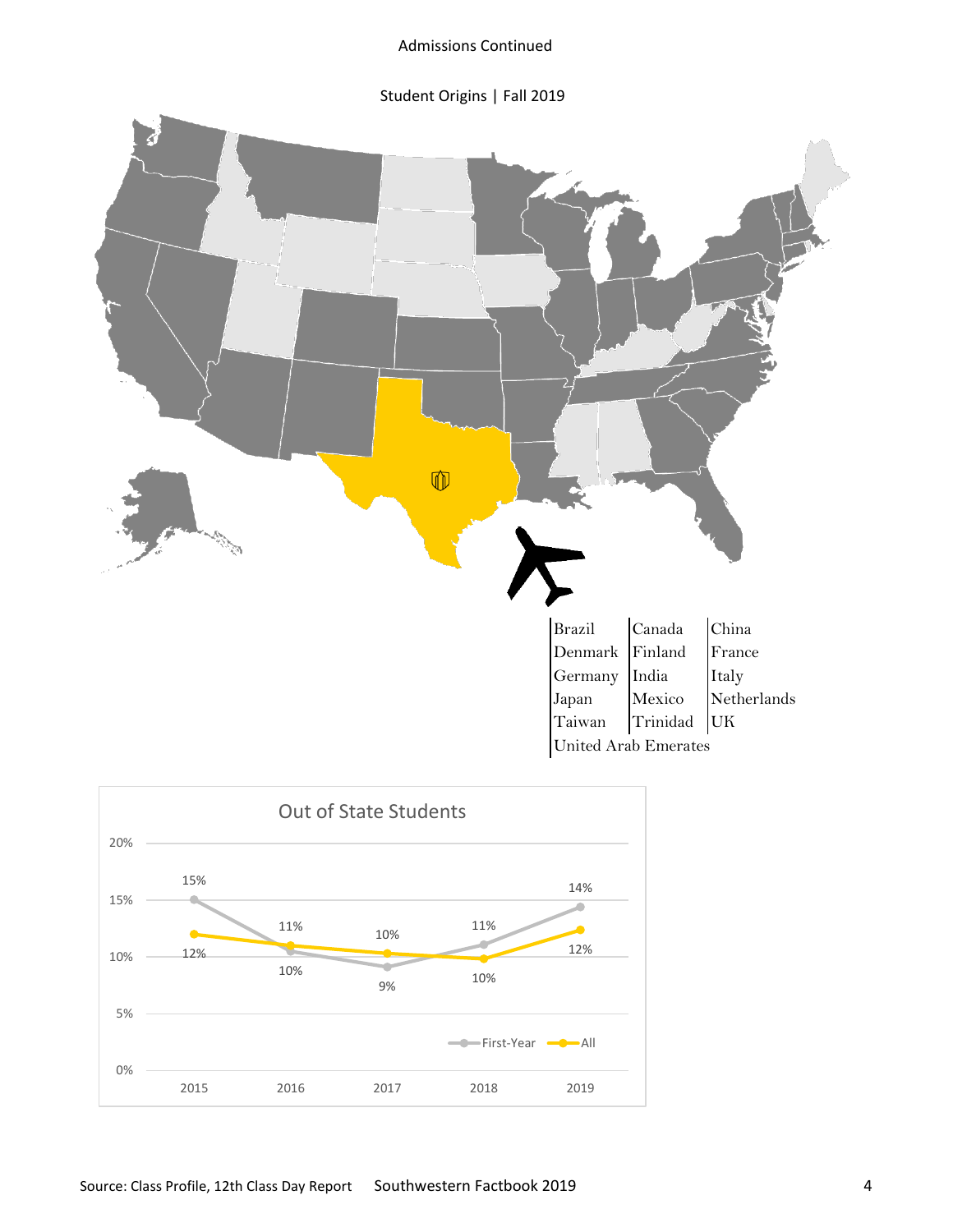Admissions Continued

## Student Origins | Fall 2019

| | | |
|---|---|---|
| Brazil | Canada | China |
| Denmark | Finland | France |
| Germany | India | Italy |
| Japan | Mexico | Netherlands |
| Taiwan | Trinidad | UK |
| United Arab Emirates | | |

### Out of State Students

| | 2015 | 2016 | 2017 | 2018 | 2019 |
|---|---|---|---|---|---|
| First-Year | 15% | 10% | 9% | 11% | 14% |
| All | 12% | 11% | 10% | 10% | 12% |

Source: Class Profile, 12th Class Day Report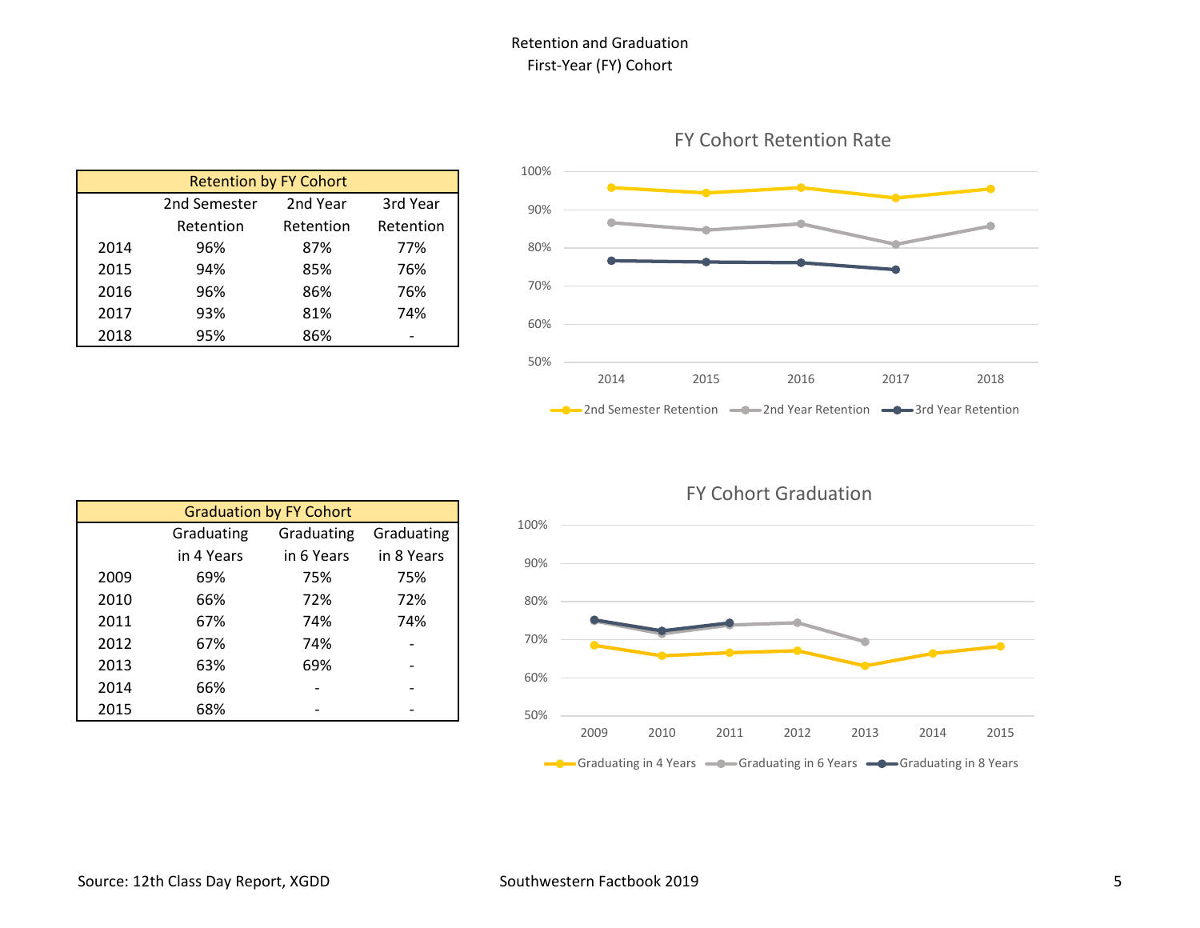# Retention and Graduation
## First-Year (FY) Cohort

| Retention by FY Cohort | | | |
|---|---|---|---|
| | 2nd Semester Retention | 2nd Year Retention | 3rd Year Retention |
| 2014 | 96% | 87% | 77% |
| 2015 | 94% | 85% | 76% |
| 2016 | 96% | 86% | 76% |
| 2017 | 93% | 81% | 74% |
| 2018 | 95% | 86% | - |

FY Cohort Retention Rate

| Graduation by FY Cohort | | | |
|---|---|---|---|
| | Graduating in 4 Years | Graduating in 6 Years | Graduating in 8 Years |
| 2009 | 69% | 75% | 75% |
| 2010 | 66% | 72% | 72% |
| 2011 | 67% | 74% | 74% |
| 2012 | 67% | 74% | - |
| 2013 | 63% | 69% | - |
| 2014 | 66% | - | - |
| 2015 | 68% | - | - |

FY Cohort Graduation

Source: 12th Class Day Report, XGDD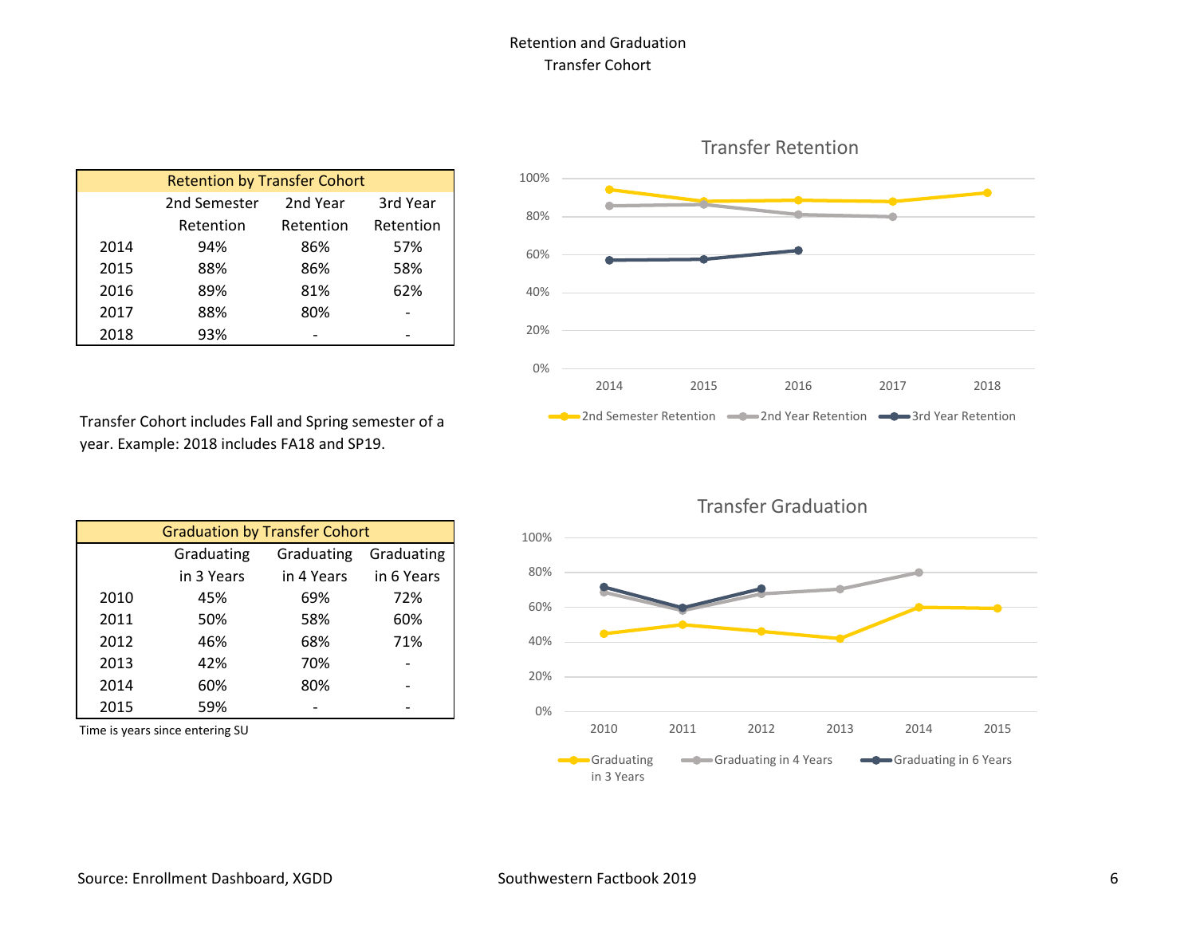# Retention and Graduation
## Transfer Cohort

| Retention by Transfer Cohort | | | |
|---|---|---|---|
| | 2nd Semester Retention | 2nd Year Retention | 3rd Year Retention |
| 2014 | 94% | 86% | 57% |
| 2015 | 88% | 86% | 58% |
| 2016 | 89% | 81% | 62% |
| 2017 | 88% | 80% | - |
| 2018 | 93% | - | - |

Transfer Cohort includes Fall and Spring semester of a year. Example: 2018 includes FA18 and SP19.

| Graduation by Transfer Cohort | | | |
|---|---|---|---|
| | Graduating in 3 Years | Graduating in 4 Years | Graduating in 6 Years |
| 2010 | 45% | 69% | 72% |
| 2011 | 50% | 58% | 60% |
| 2012 | 46% | 68% | 71% |
| 2013 | 42% | 70% | - |
| 2014 | 60% | 80% | - |
| 2015 | 59% | - | - |

Time is years since entering SU

Source: Enrollment Dashboard, XGDD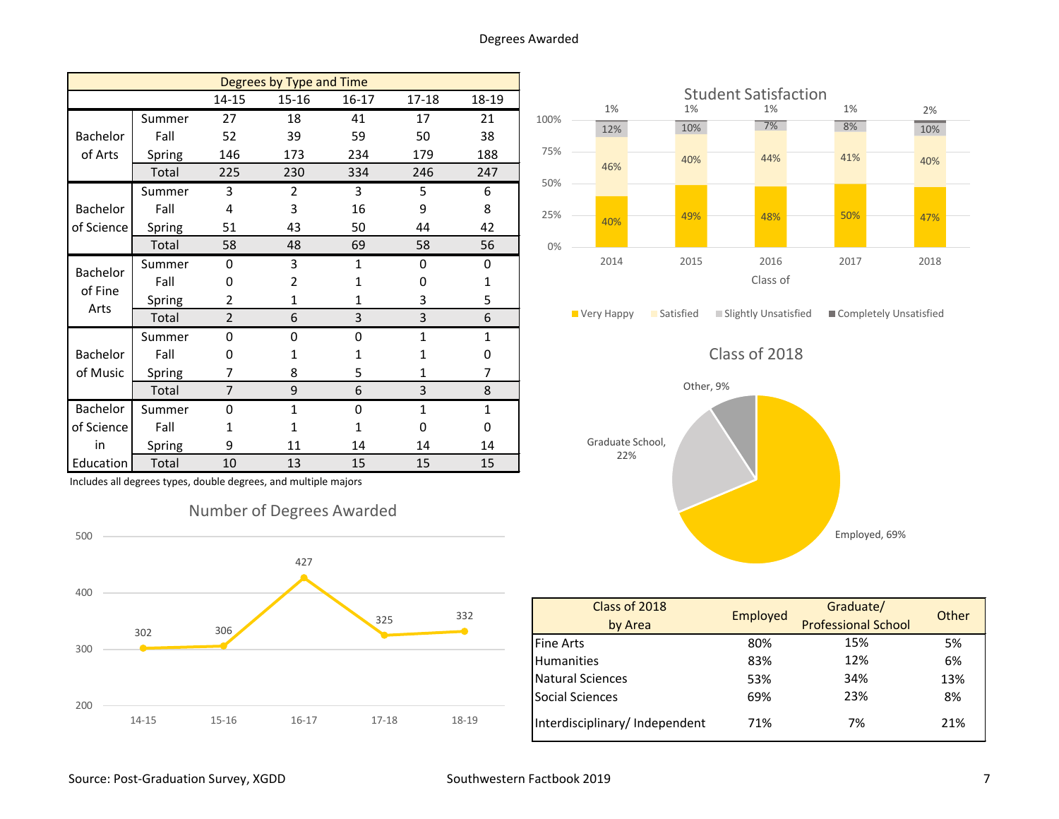# Degrees Awarded

| Degrees by Type and Time | | | | | | |
|---|---|---|---|---|---|---|
| | | 14-15 | 15-16 | 16-17 | 17-18 | 18-19 |
| Bachelor of Arts | Summer | 27 | 18 | 41 | 17 | 21 |
| | Fall | 52 | 39 | 59 | 50 | 38 |
| | Spring | 146 | 173 | 234 | 179 | 188 |
| | Total | 225 | 230 | 334 | 246 | 247 |
| Bachelor of Science | Summer | 3 | 2 | 3 | 5 | 6 |
| | Fall | 4 | 3 | 16 | 9 | 8 |
| | Spring | 51 | 43 | 50 | 44 | 42 |
| | Total | 58 | 48 | 69 | 58 | 56 |
| Bachelor of Fine Arts | Summer | 0 | 3 | 1 | 0 | 0 |
| | Fall | 0 | 2 | 1 | 0 | 1 |
| | Spring | 2 | 1 | 1 | 3 | 5 |
| | Total | 2 | 6 | 3 | 3 | 6 |
| Bachelor of Music | Summer | 0 | 0 | 0 | 1 | 1 |
| | Fall | 0 | 1 | 1 | 1 | 0 |
| | Spring | 7 | 8 | 5 | 1 | 7 |
| | Total | 7 | 9 | 6 | 3 | 8 |
| Bachelor of Science in Education | Summer | 0 | 1 | 0 | 1 | 1 |
| | Fall | 1 | 1 | 1 | 0 | 0 |
| | Spring | 9 | 11 | 14 | 14 | 14 |
| | Total | 10 | 13 | 15 | 15 | 15 |

Includes all degrees types, double degrees, and multiple majors

## Number of Degrees Awarded

| | 14-15 | 15-16 | 16-17 | 17-18 | 18-19 |
|---|---|---|---|---|---|
| Degrees | 302 | 306 | 427 | 325 | 332 |

## Student Satisfaction

| Class of | 2014 | 2015 | 2016 | 2017 | 2018 |
|---|---|---|---|---|---|
| Very Happy | 40% | 49% | 48% | 50% | 47% |
| Satisfied | 46% | 40% | 44% | 41% | 40% |
| Slightly Unsatisfied | 12% | 10% | 7% | 8% | 10% |
| Completely Unsatisfied | 1% | 1% | 1% | 1% | 2% |

## Class of 2018

Employed, 69%; Graduate School, 22%; Other, 9%

| Class of 2018 by Area | Employed | Graduate/ Professional School | Other |
|---|---|---|---|
| Fine Arts | 80% | 15% | 5% |
| Humanities | 83% | 12% | 6% |
| Natural Sciences | 53% | 34% | 13% |
| Social Sciences | 69% | 23% | 8% |
| Interdisciplinary/ Independent | 71% | 7% | 21% |

Source: Post-Graduation Survey, XGDD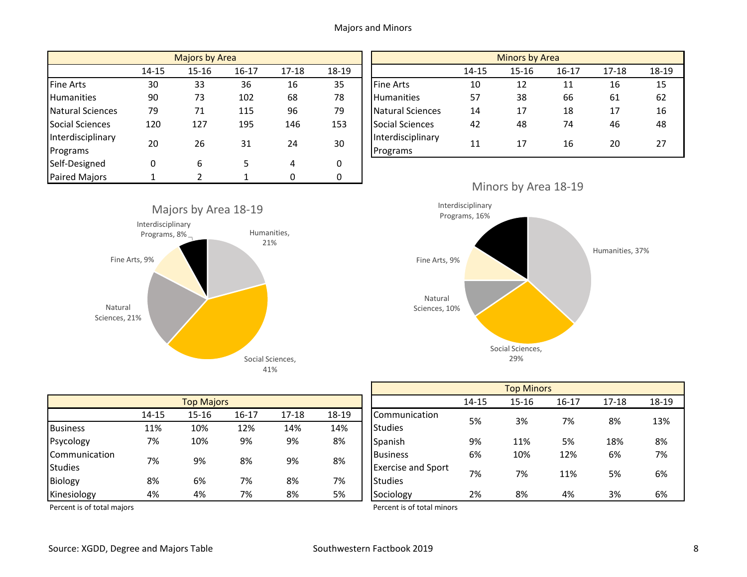# Majors and Minors

| Majors by Area | | | | | |
|---|---|---|---|---|---|
| | 14-15 | 15-16 | 16-17 | 17-18 | 18-19 |
| Fine Arts | 30 | 33 | 36 | 16 | 35 |
| Humanities | 90 | 73 | 102 | 68 | 78 |
| Natural Sciences | 79 | 71 | 115 | 96 | 79 |
| Social Sciences | 120 | 127 | 195 | 146 | 153 |
| Interdisciplinary Programs | 20 | 26 | 31 | 24 | 30 |
| Self-Designed | 0 | 6 | 5 | 4 | 0 |
| Paired Majors | 1 | 2 | 1 | 0 | 0 |

| Minors by Area | | | | | |
|---|---|---|---|---|---|
| | 14-15 | 15-16 | 16-17 | 17-18 | 18-19 |
| Fine Arts | 10 | 12 | 11 | 16 | 15 |
| Humanities | 57 | 38 | 66 | 61 | 62 |
| Natural Sciences | 14 | 17 | 18 | 17 | 16 |
| Social Sciences | 42 | 48 | 74 | 46 | 48 |
| Interdisciplinary Programs | 11 | 17 | 16 | 20 | 27 |

**Majors by Area 18-19**

Interdisciplinary Programs, 8%; Humanities, 21%; Fine Arts, 9%; Natural Sciences, 21%; Social Sciences, 41%

**Minors by Area 18-19**

Interdisciplinary Programs, 16%; Humanities, 37%; Fine Arts, 9%; Natural Sciences, 10%; Social Sciences, 29%

| Top Majors | | | | | |
|---|---|---|---|---|---|
| | 14-15 | 15-16 | 16-17 | 17-18 | 18-19 |
| Business | 11% | 10% | 12% | 14% | 14% |
| Psycology | 7% | 10% | 9% | 9% | 8% |
| Communication Studies | 7% | 9% | 8% | 9% | 8% |
| Biology | 8% | 6% | 7% | 8% | 7% |
| Kinesiology | 4% | 4% | 7% | 8% | 5% |

Percent is of total majors

| Top Minors | | | | | |
|---|---|---|---|---|---|
| | 14-15 | 15-16 | 16-17 | 17-18 | 18-19 |
| Communication Studies | 5% | 3% | 7% | 8% | 13% |
| Spanish | 9% | 11% | 5% | 18% | 8% |
| Business | 6% | 10% | 12% | 6% | 7% |
| Exercise and Sport Studies | 7% | 7% | 11% | 5% | 6% |
| Sociology | 2% | 8% | 4% | 3% | 6% |

Percent is of total minors

Source: XGDD, Degree and Majors Table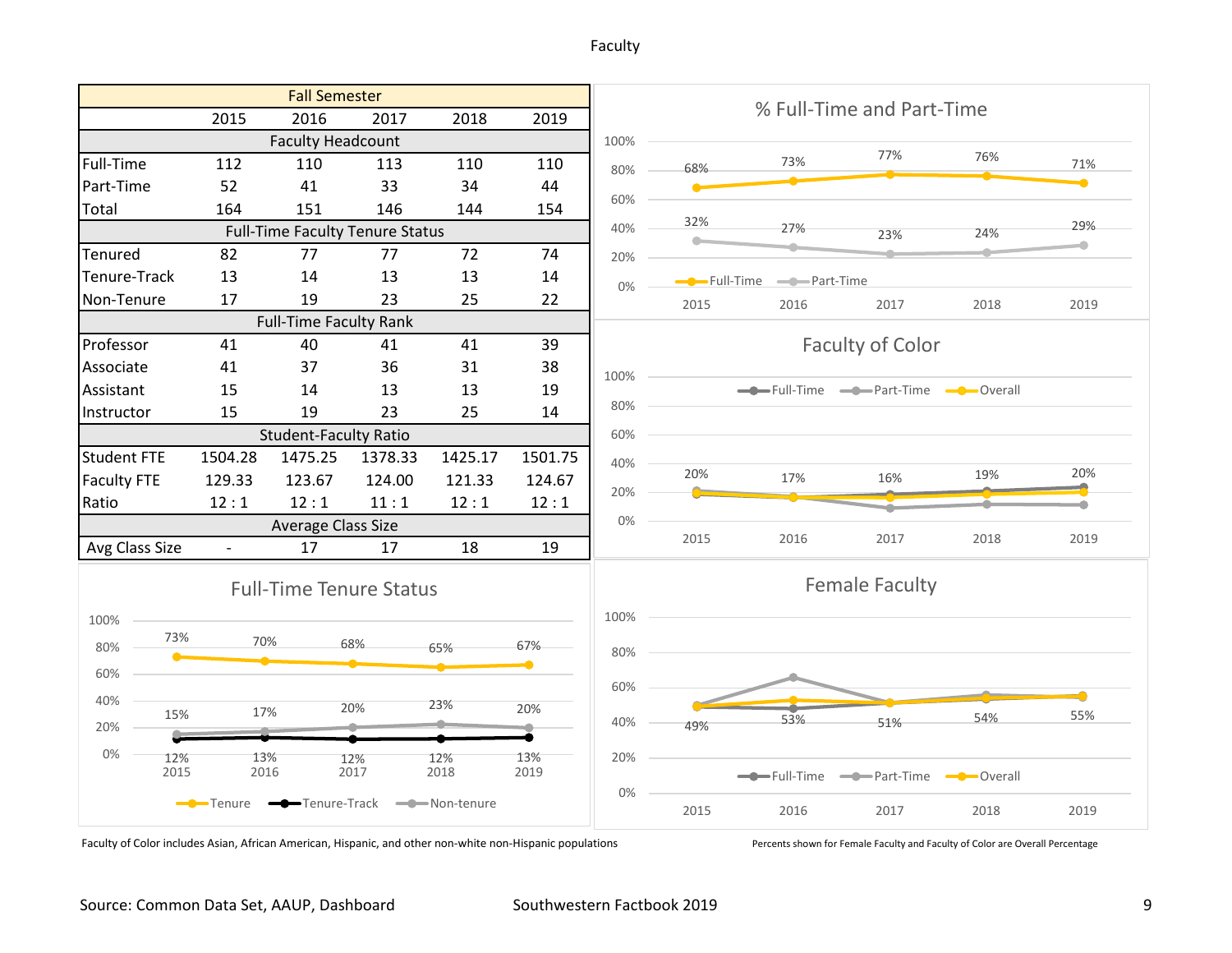# Faculty

| Fall Semester | 2015 | 2016 | 2017 | 2018 | 2019 |
|---|---|---|---|---|---|
| **Faculty Headcount** | | | | | |
| Full-Time | 112 | 110 | 113 | 110 | 110 |
| Part-Time | 52 | 41 | 33 | 34 | 44 |
| Total | 164 | 151 | 146 | 144 | 154 |
| **Full-Time Faculty Tenure Status** | | | | | |
| Tenured | 82 | 77 | 77 | 72 | 74 |
| Tenure-Track | 13 | 14 | 13 | 13 | 14 |
| Non-Tenure | 17 | 19 | 23 | 25 | 22 |
| **Full-Time Faculty Rank** | | | | | |
| Professor | 41 | 40 | 41 | 41 | 39 |
| Associate | 41 | 37 | 36 | 31 | 38 |
| Assistant | 15 | 14 | 13 | 13 | 19 |
| Instructor | 15 | 19 | 23 | 25 | 14 |
| **Student-Faculty Ratio** | | | | | |
| Student FTE | 1504.28 | 1475.25 | 1378.33 | 1425.17 | 1501.75 |
| Faculty FTE | 129.33 | 123.67 | 124.00 | 121.33 | 124.67 |
| Ratio | 12 : 1 | 12 : 1 | 11 : 1 | 12 : 1 | 12 : 1 |
| **Average Class Size** | | | | | |
| Avg Class Size | - | 17 | 17 | 18 | 19 |

## % Full-Time and Part-Time

| | 2015 | 2016 | 2017 | 2018 | 2019 |
|---|---|---|---|---|---|
| Full-Time | 68% | 73% | 77% | 76% | 71% |
| Part-Time | 32% | 27% | 23% | 24% | 29% |

## Faculty of Color

| | 2015 | 2016 | 2017 | 2018 | 2019 |
|---|---|---|---|---|---|
| Overall | 20% | 17% | 16% | 19% | 20% |

## Full-Time Tenure Status

| | 2015 | 2016 | 2017 | 2018 | 2019 |
|---|---|---|---|---|---|
| Tenure | 73% | 70% | 68% | 65% | 67% |
| Tenure-Track | 12% | 13% | 12% | 12% | 13% |
| Non-tenure | 15% | 17% | 20% | 23% | 20% |

## Female Faculty

| | 2015 | 2016 | 2017 | 2018 | 2019 |
|---|---|---|---|---|---|
| Overall | 49% | 53% | 51% | 54% | 55% |

Faculty of Color includes Asian, African American, Hispanic, and other non-white non-Hispanic populations

Percents shown for Female Faculty and Faculty of Color are Overall Percentage

Source: Common Data Set, AAUP, Dashboard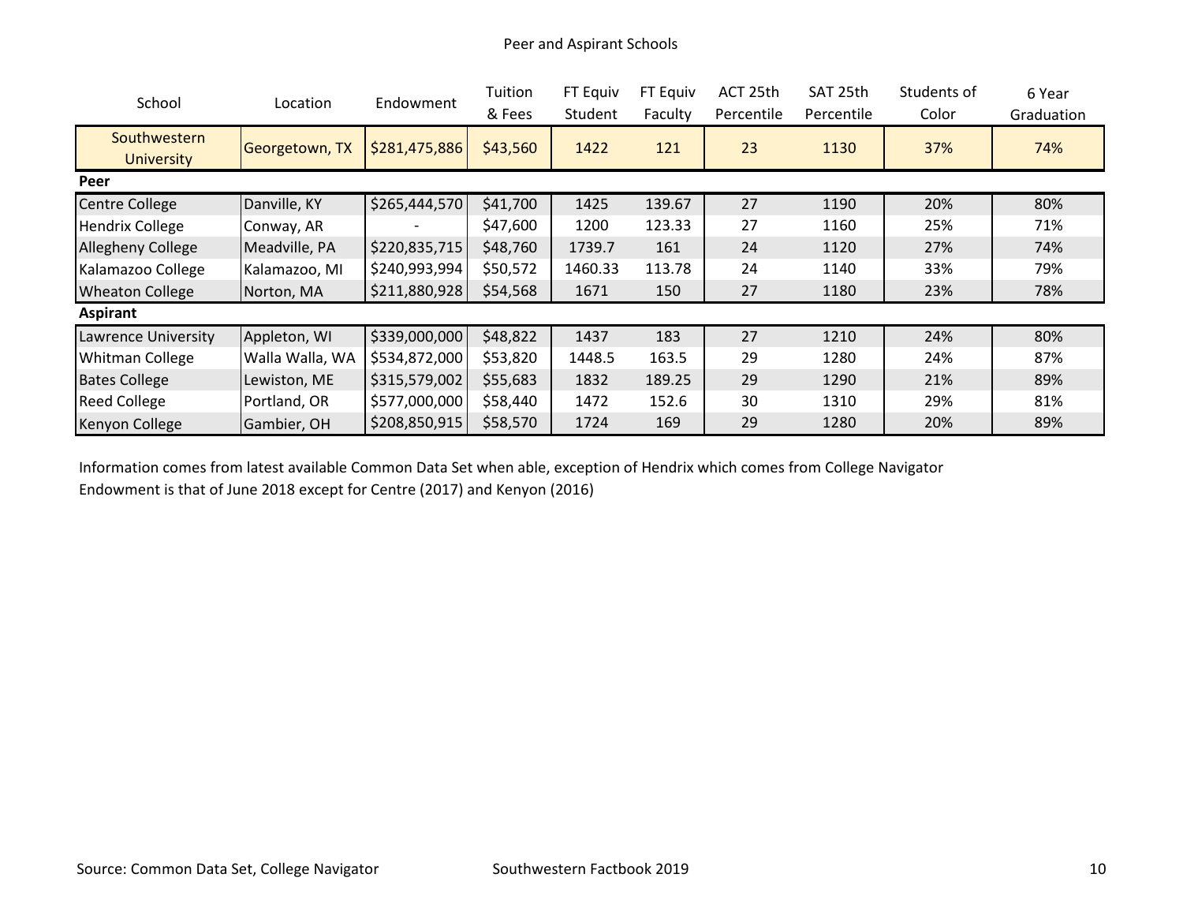# Peer and Aspirant Schools

| School | Location | Endowment | Tuition & Fees | FT Equiv Student | FT Equiv Faculty | ACT 25th Percentile | SAT 25th Percentile | Students of Color | 6 Year Graduation |
|---|---|---|---|---|---|---|---|---|---|
| Southwestern University | Georgetown, TX | $281,475,886 | $43,560 | 1422 | 121 | 23 | 1130 | 37% | 74% |
| **Peer** | | | | | | | | | |
| Centre College | Danville, KY | $265,444,570 | $41,700 | 1425 | 139.67 | 27 | 1190 | 20% | 80% |
| Hendrix College | Conway, AR | - | $47,600 | 1200 | 123.33 | 27 | 1160 | 25% | 71% |
| Allegheny College | Meadville, PA | $220,835,715 | $48,760 | 1739.7 | 161 | 24 | 1120 | 27% | 74% |
| Kalamazoo College | Kalamazoo, MI | $240,993,994 | $50,572 | 1460.33 | 113.78 | 24 | 1140 | 33% | 79% |
| Wheaton College | Norton, MA | $211,880,928 | $54,568 | 1671 | 150 | 27 | 1180 | 23% | 78% |
| **Aspirant** | | | | | | | | | |
| Lawrence University | Appleton, WI | $339,000,000 | $48,822 | 1437 | 183 | 27 | 1210 | 24% | 80% |
| Whitman College | Walla Walla, WA | $534,872,000 | $53,820 | 1448.5 | 163.5 | 29 | 1280 | 24% | 87% |
| Bates College | Lewiston, ME | $315,579,002 | $55,683 | 1832 | 189.25 | 29 | 1290 | 21% | 89% |
| Reed College | Portland, OR | $577,000,000 | $58,440 | 1472 | 152.6 | 30 | 1310 | 29% | 81% |
| Kenyon College | Gambier, OH | $208,850,915 | $58,570 | 1724 | 169 | 29 | 1280 | 20% | 89% |

Information comes from latest available Common Data Set when able, exception of Hendrix which comes from College Navigator

Endowment is that of June 2018 except for Centre (2017) and Kenyon (2016)

Source: Common Data Set, College Navigator